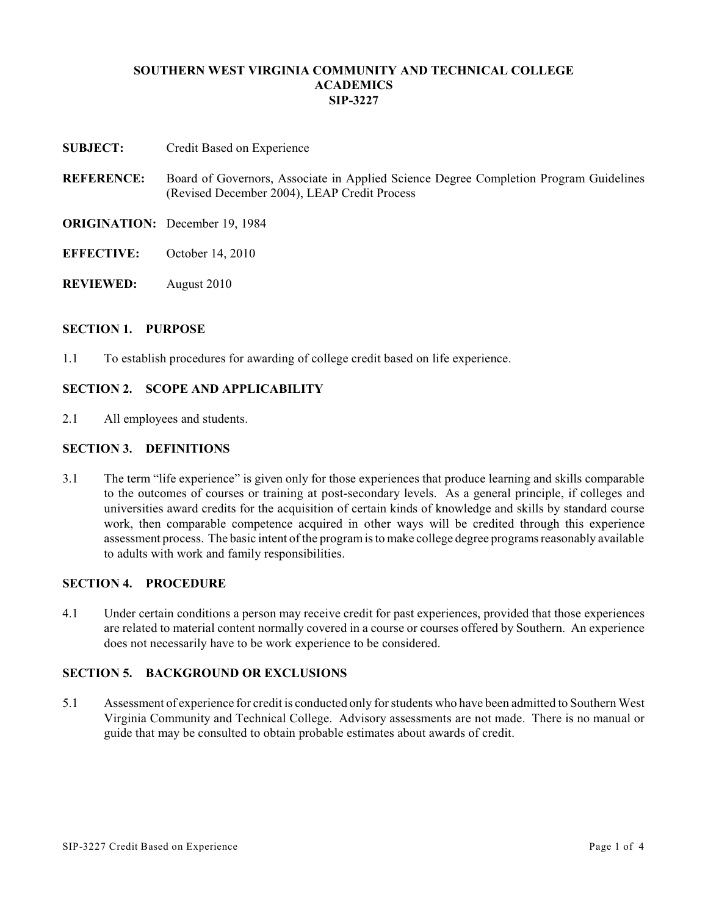# SOUTHERN WEST VIRGINIA COMMUNITY AND TECHNICAL COLLEGE
## ACADEMICS
## SIP-3227

**SUBJECT:** Credit Based on Experience

**REFERENCE:** Board of Governors, Associate in Applied Science Degree Completion Program Guidelines (Revised December 2004), LEAP Credit Process

**ORIGINATION:** December 19, 1984

**EFFECTIVE:** October 14, 2010

**REVIEWED:** August 2010

### SECTION 1. PURPOSE

1.1 To establish procedures for awarding of college credit based on life experience.

### SECTION 2. SCOPE AND APPLICABILITY

2.1 All employees and students.

### SECTION 3. DEFINITIONS

3.1 The term "life experience" is given only for those experiences that produce learning and skills comparable to the outcomes of courses or training at post-secondary levels. As a general principle, if colleges and universities award credits for the acquisition of certain kinds of knowledge and skills by standard course work, then comparable competence acquired in other ways will be credited through this experience assessment process. The basic intent of the program is to make college degree programs reasonably available to adults with work and family responsibilities.

### SECTION 4. PROCEDURE

4.1 Under certain conditions a person may receive credit for past experiences, provided that those experiences are related to material content normally covered in a course or courses offered by Southern. An experience does not necessarily have to be work experience to be considered.

### SECTION 5. BACKGROUND OR EXCLUSIONS

5.1 Assessment of experience for credit is conducted only for students who have been admitted to Southern West Virginia Community and Technical College. Advisory assessments are not made. There is no manual or guide that may be consulted to obtain probable estimates about awards of credit.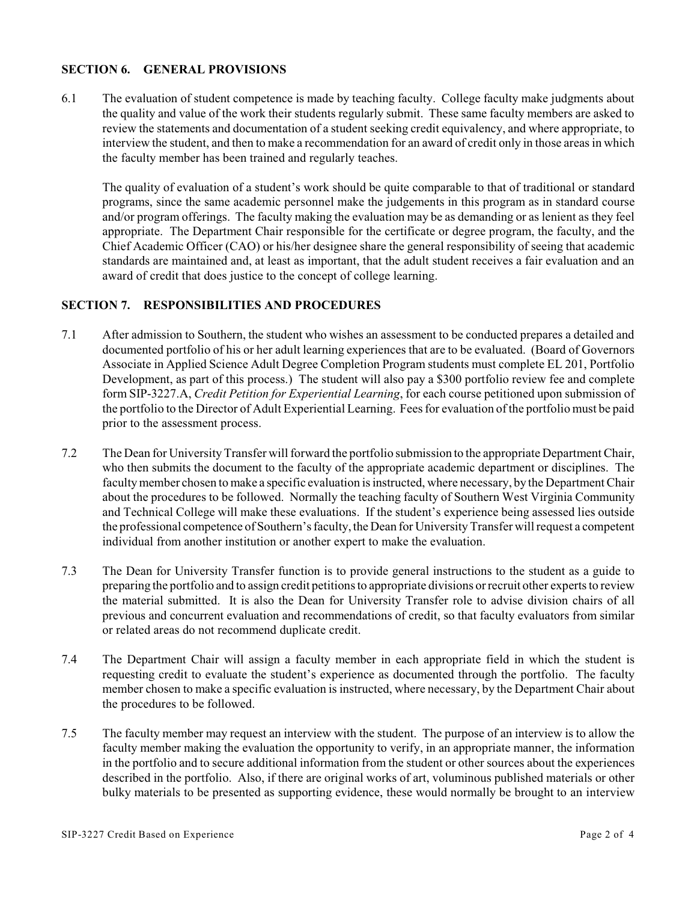## SECTION 6. GENERAL PROVISIONS

6.1 The evaluation of student competence is made by teaching faculty. College faculty make judgments about the quality and value of the work their students regularly submit. These same faculty members are asked to review the statements and documentation of a student seeking credit equivalency, and where appropriate, to interview the student, and then to make a recommendation for an award of credit only in those areas in which the faculty member has been trained and regularly teaches.

The quality of evaluation of a student's work should be quite comparable to that of traditional or standard programs, since the same academic personnel make the judgements in this program as in standard course and/or program offerings. The faculty making the evaluation may be as demanding or as lenient as they feel appropriate. The Department Chair responsible for the certificate or degree program, the faculty, and the Chief Academic Officer (CAO) or his/her designee share the general responsibility of seeing that academic standards are maintained and, at least as important, that the adult student receives a fair evaluation and an award of credit that does justice to the concept of college learning.

## SECTION 7. RESPONSIBILITIES AND PROCEDURES

7.1 After admission to Southern, the student who wishes an assessment to be conducted prepares a detailed and documented portfolio of his or her adult learning experiences that are to be evaluated. (Board of Governors Associate in Applied Science Adult Degree Completion Program students must complete EL 201, Portfolio Development, as part of this process.) The student will also pay a $300 portfolio review fee and complete form SIP-3227.A, *Credit Petition for Experiential Learning*, for each course petitioned upon submission of the portfolio to the Director of Adult Experiential Learning. Fees for evaluation of the portfolio must be paid prior to the assessment process.

7.2 The Dean for University Transfer will forward the portfolio submission to the appropriate Department Chair, who then submits the document to the faculty of the appropriate academic department or disciplines. The faculty member chosen to make a specific evaluation is instructed, where necessary, by the Department Chair about the procedures to be followed. Normally the teaching faculty of Southern West Virginia Community and Technical College will make these evaluations. If the student's experience being assessed lies outside the professional competence of Southern's faculty, the Dean for University Transfer will request a competent individual from another institution or another expert to make the evaluation.

7.3 The Dean for University Transfer function is to provide general instructions to the student as a guide to preparing the portfolio and to assign credit petitions to appropriate divisions or recruit other experts to review the material submitted. It is also the Dean for University Transfer role to advise division chairs of all previous and concurrent evaluation and recommendations of credit, so that faculty evaluators from similar or related areas do not recommend duplicate credit.

7.4 The Department Chair will assign a faculty member in each appropriate field in which the student is requesting credit to evaluate the student's experience as documented through the portfolio. The faculty member chosen to make a specific evaluation is instructed, where necessary, by the Department Chair about the procedures to be followed.

7.5 The faculty member may request an interview with the student. The purpose of an interview is to allow the faculty member making the evaluation the opportunity to verify, in an appropriate manner, the information in the portfolio and to secure additional information from the student or other sources about the experiences described in the portfolio. Also, if there are original works of art, voluminous published materials or other bulky materials to be presented as supporting evidence, these would normally be brought to an interview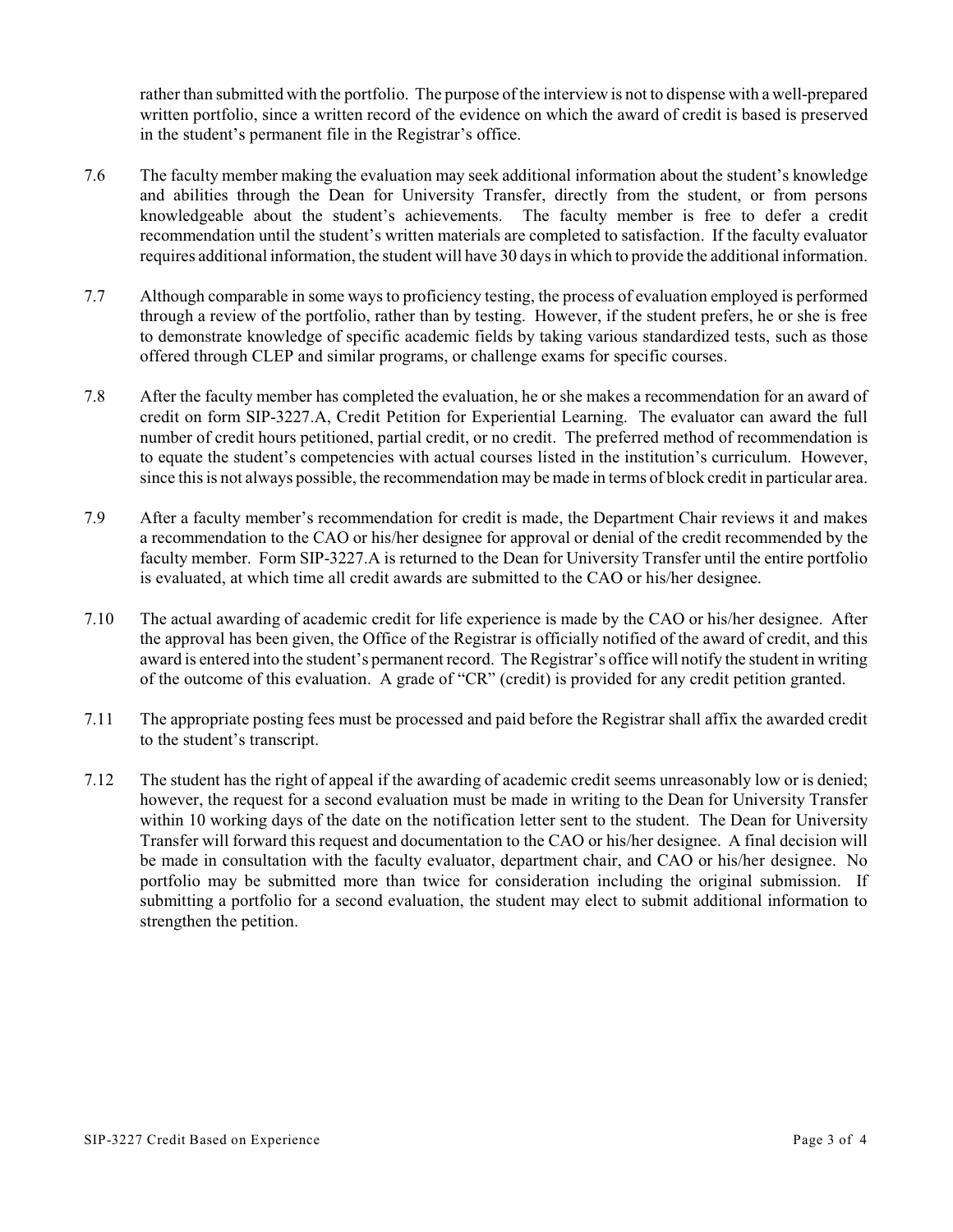rather than submitted with the portfolio. The purpose of the interview is not to dispense with a well-prepared written portfolio, since a written record of the evidence on which the award of credit is based is preserved in the student's permanent file in the Registrar's office.

7.6 The faculty member making the evaluation may seek additional information about the student's knowledge and abilities through the Dean for University Transfer, directly from the student, or from persons knowledgeable about the student's achievements. The faculty member is free to defer a credit recommendation until the student's written materials are completed to satisfaction. If the faculty evaluator requires additional information, the student will have 30 days in which to provide the additional information.

7.7 Although comparable in some ways to proficiency testing, the process of evaluation employed is performed through a review of the portfolio, rather than by testing. However, if the student prefers, he or she is free to demonstrate knowledge of specific academic fields by taking various standardized tests, such as those offered through CLEP and similar programs, or challenge exams for specific courses.

7.8 After the faculty member has completed the evaluation, he or she makes a recommendation for an award of credit on form SIP-3227.A, Credit Petition for Experiential Learning. The evaluator can award the full number of credit hours petitioned, partial credit, or no credit. The preferred method of recommendation is to equate the student's competencies with actual courses listed in the institution's curriculum. However, since this is not always possible, the recommendation may be made in terms of block credit in particular area.

7.9 After a faculty member's recommendation for credit is made, the Department Chair reviews it and makes a recommendation to the CAO or his/her designee for approval or denial of the credit recommended by the faculty member. Form SIP-3227.A is returned to the Dean for University Transfer until the entire portfolio is evaluated, at which time all credit awards are submitted to the CAO or his/her designee.

7.10 The actual awarding of academic credit for life experience is made by the CAO or his/her designee. After the approval has been given, the Office of the Registrar is officially notified of the award of credit, and this award is entered into the student's permanent record. The Registrar's office will notify the student in writing of the outcome of this evaluation. A grade of "CR" (credit) is provided for any credit petition granted.

7.11 The appropriate posting fees must be processed and paid before the Registrar shall affix the awarded credit to the student's transcript.

7.12 The student has the right of appeal if the awarding of academic credit seems unreasonably low or is denied; however, the request for a second evaluation must be made in writing to the Dean for University Transfer within 10 working days of the date on the notification letter sent to the student. The Dean for University Transfer will forward this request and documentation to the CAO or his/her designee. A final decision will be made in consultation with the faculty evaluator, department chair, and CAO or his/her designee. No portfolio may be submitted more than twice for consideration including the original submission. If submitting a portfolio for a second evaluation, the student may elect to submit additional information to strengthen the petition.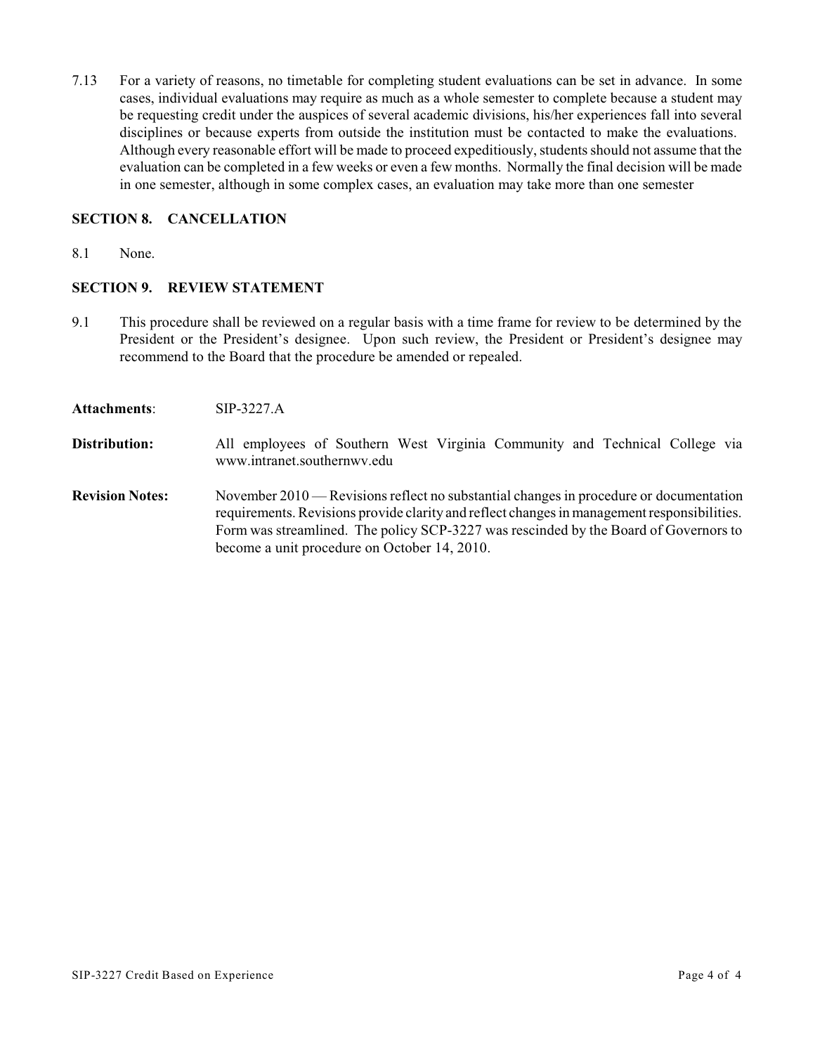7.13 For a variety of reasons, no timetable for completing student evaluations can be set in advance. In some cases, individual evaluations may require as much as a whole semester to complete because a student may be requesting credit under the auspices of several academic divisions, his/her experiences fall into several disciplines or because experts from outside the institution must be contacted to make the evaluations. Although every reasonable effort will be made to proceed expeditiously, students should not assume that the evaluation can be completed in a few weeks or even a few months. Normally the final decision will be made in one semester, although in some complex cases, an evaluation may take more than one semester

## SECTION 8. CANCELLATION

8.1 None.

## SECTION 9. REVIEW STATEMENT

9.1 This procedure shall be reviewed on a regular basis with a time frame for review to be determined by the President or the President's designee. Upon such review, the President or President's designee may recommend to the Board that the procedure be amended or repealed.

**Attachments**: SIP-3227.A

**Distribution:** All employees of Southern West Virginia Community and Technical College via www.intranet.southernwv.edu

**Revision Notes:** November 2010 — Revisions reflect no substantial changes in procedure or documentation requirements. Revisions provide clarity and reflect changes in management responsibilities. Form was streamlined. The policy SCP-3227 was rescinded by the Board of Governors to become a unit procedure on October 14, 2010.